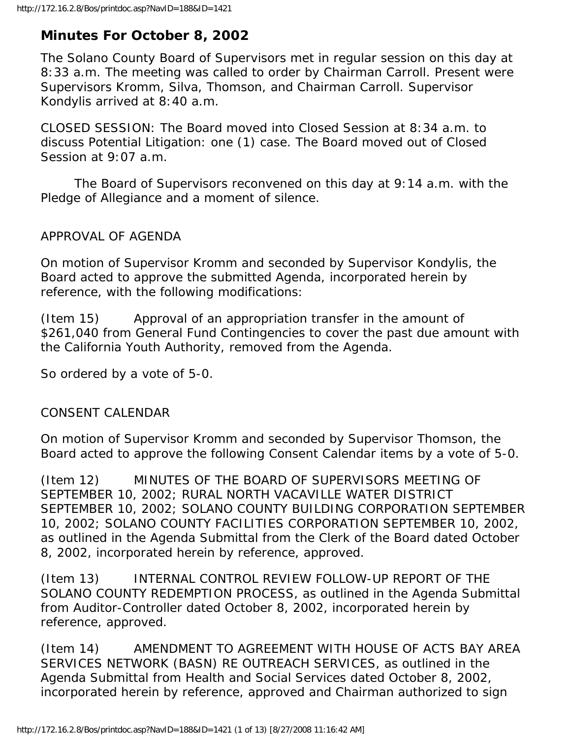## Minutes For October 8, 2002

The Solano County Board of Supervisors met in regular session on this day at 8:33 a.m. The meeting was called to order by Chairman Carroll. Present were Supervisors Kromm, Silva, Thomson, and Chairman Carroll. Supervisor Kondylis arrived at 8:40 a.m.

CLOSED SESSION: The Board moved into Closed Session at 8:34 a.m. to discuss Potential Litigation: one (1) case. The Board moved out of Closed Session at 9:07 a.m.

The Board of Supervisors reconvened on this day at 9:14 a.m. with the Pledge of Allegiance and a moment of silence.

APPROVAL OF AGENDA

On motion of Supervisor Kromm and seconded by Supervisor Kondylis, the Board acted to approve the submitted Agenda, incorporated herein by reference, with the following modifications:

(Item 15) Approval of an appropriation transfer in the amount of $261,040 from General Fund Contingencies to cover the past due amount with the California Youth Authority, removed from the Agenda.

So ordered by a vote of 5-0.

CONSENT CALENDAR

On motion of Supervisor Kromm and seconded by Supervisor Thomson, the Board acted to approve the following Consent Calendar items by a vote of 5-0.

(Item 12) MINUTES OF THE BOARD OF SUPERVISORS MEETING OF SEPTEMBER 10, 2002; RURAL NORTH VACAVILLE WATER DISTRICT SEPTEMBER 10, 2002; SOLANO COUNTY BUILDING CORPORATION SEPTEMBER 10, 2002; SOLANO COUNTY FACILITIES CORPORATION SEPTEMBER 10, 2002, as outlined in the Agenda Submittal from the Clerk of the Board dated October 8, 2002, incorporated herein by reference, approved.

(Item 13) INTERNAL CONTROL REVIEW FOLLOW-UP REPORT OF THE SOLANO COUNTY REDEMPTION PROCESS, as outlined in the Agenda Submittal from Auditor-Controller dated October 8, 2002, incorporated herein by reference, approved.

(Item 14) AMENDMENT TO AGREEMENT WITH HOUSE OF ACTS BAY AREA SERVICES NETWORK (BASN) RE OUTREACH SERVICES, as outlined in the Agenda Submittal from Health and Social Services dated October 8, 2002, incorporated herein by reference, approved and Chairman authorized to sign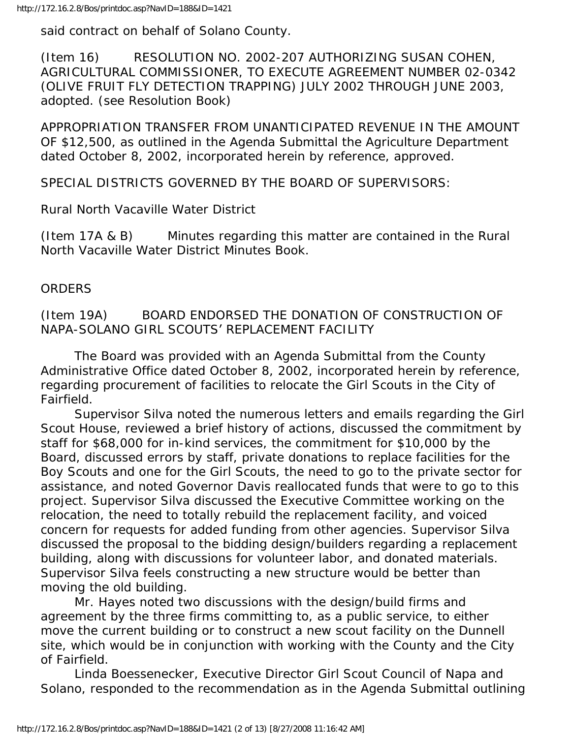said contract on behalf of Solano County.

(Item 16) RESOLUTION NO. 2002-207 AUTHORIZING SUSAN COHEN, AGRICULTURAL COMMISSIONER, TO EXECUTE AGREEMENT NUMBER 02-0342 (OLIVE FRUIT FLY DETECTION TRAPPING) JULY 2002 THROUGH JUNE 2003, adopted. (see Resolution Book)

APPROPRIATION TRANSFER FROM UNANTICIPATED REVENUE IN THE AMOUNT OF $12,500, as outlined in the Agenda Submittal the Agriculture Department dated October 8, 2002, incorporated herein by reference, approved.

SPECIAL DISTRICTS GOVERNED BY THE BOARD OF SUPERVISORS:

Rural North Vacaville Water District

(Item 17A & B) Minutes regarding this matter are contained in the Rural North Vacaville Water District Minutes Book.

ORDERS

(Item 19A) BOARD ENDORSED THE DONATION OF CONSTRUCTION OF NAPA-SOLANO GIRL SCOUTS' REPLACEMENT FACILITY

The Board was provided with an Agenda Submittal from the County Administrative Office dated October 8, 2002, incorporated herein by reference, regarding procurement of facilities to relocate the Girl Scouts in the City of Fairfield.

Supervisor Silva noted the numerous letters and emails regarding the Girl Scout House, reviewed a brief history of actions, discussed the commitment by staff for $68,000 for in-kind services, the commitment for $10,000 by the Board, discussed errors by staff, private donations to replace facilities for the Boy Scouts and one for the Girl Scouts, the need to go to the private sector for assistance, and noted Governor Davis reallocated funds that were to go to this project. Supervisor Silva discussed the Executive Committee working on the relocation, the need to totally rebuild the replacement facility, and voiced concern for requests for added funding from other agencies. Supervisor Silva discussed the proposal to the bidding design/builders regarding a replacement building, along with discussions for volunteer labor, and donated materials. Supervisor Silva feels constructing a new structure would be better than moving the old building.

Mr. Hayes noted two discussions with the design/build firms and agreement by the three firms committing to, as a public service, to either move the current building or to construct a new scout facility on the Dunnell site, which would be in conjunction with working with the County and the City of Fairfield.

Linda Boessenecker, Executive Director Girl Scout Council of Napa and Solano, responded to the recommendation as in the Agenda Submittal outlining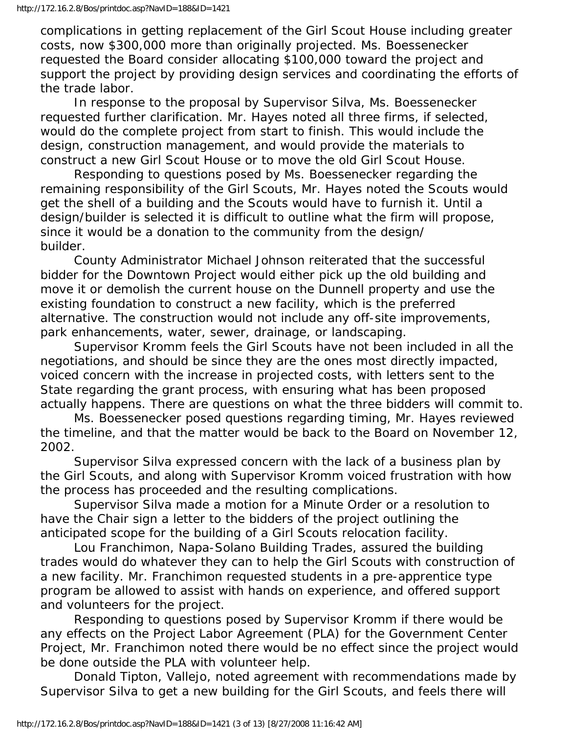complications in getting replacement of the Girl Scout House including greater costs, now $300,000 more than originally projected. Ms. Boessenecker requested the Board consider allocating $100,000 toward the project and support the project by providing design services and coordinating the efforts of the trade labor.

In response to the proposal by Supervisor Silva, Ms. Boessenecker requested further clarification. Mr. Hayes noted all three firms, if selected, would do the complete project from start to finish. This would include the design, construction management, and would provide the materials to construct a new Girl Scout House or to move the old Girl Scout House.

Responding to questions posed by Ms. Boessenecker regarding the remaining responsibility of the Girl Scouts, Mr. Hayes noted the Scouts would get the shell of a building and the Scouts would have to furnish it. Until a design/builder is selected it is difficult to outline what the firm will propose, since it would be a donation to the community from the design/builder.

County Administrator Michael Johnson reiterated that the successful bidder for the Downtown Project would either pick up the old building and move it or demolish the current house on the Dunnell property and use the existing foundation to construct a new facility, which is the preferred alternative. The construction would not include any off-site improvements, park enhancements, water, sewer, drainage, or landscaping.

Supervisor Kromm feels the Girl Scouts have not been included in all the negotiations, and should be since they are the ones most directly impacted, voiced concern with the increase in projected costs, with letters sent to the State regarding the grant process, with ensuring what has been proposed actually happens. There are questions on what the three bidders will commit to.

Ms. Boessenecker posed questions regarding timing, Mr. Hayes reviewed the timeline, and that the matter would be back to the Board on November 12, 2002.

Supervisor Silva expressed concern with the lack of a business plan by the Girl Scouts, and along with Supervisor Kromm voiced frustration with how the process has proceeded and the resulting complications.

Supervisor Silva made a motion for a Minute Order or a resolution to have the Chair sign a letter to the bidders of the project outlining the anticipated scope for the building of a Girl Scouts relocation facility.

Lou Franchimon, Napa-Solano Building Trades, assured the building trades would do whatever they can to help the Girl Scouts with construction of a new facility. Mr. Franchimon requested students in a pre-apprentice type program be allowed to assist with hands on experience, and offered support and volunteers for the project.

Responding to questions posed by Supervisor Kromm if there would be any effects on the Project Labor Agreement (PLA) for the Government Center Project, Mr. Franchimon noted there would be no effect since the project would be done outside the PLA with volunteer help.

Donald Tipton, Vallejo, noted agreement with recommendations made by Supervisor Silva to get a new building for the Girl Scouts, and feels there will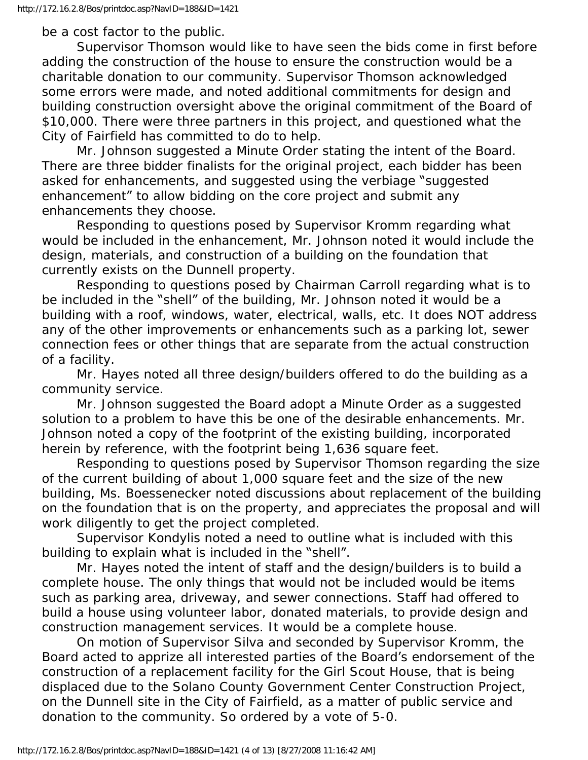be a cost factor to the public.

Supervisor Thomson would like to have seen the bids come in first before adding the construction of the house to ensure the construction would be a charitable donation to our community. Supervisor Thomson acknowledged some errors were made, and noted additional commitments for design and building construction oversight above the original commitment of the Board of $10,000. There were three partners in this project, and questioned what the City of Fairfield has committed to do to help.

Mr. Johnson suggested a Minute Order stating the intent of the Board. There are three bidder finalists for the original project, each bidder has been asked for enhancements, and suggested using the verbiage "suggested enhancement" to allow bidding on the core project and submit any enhancements they choose.

Responding to questions posed by Supervisor Kromm regarding what would be included in the enhancement, Mr. Johnson noted it would include the design, materials, and construction of a building on the foundation that currently exists on the Dunnell property.

Responding to questions posed by Chairman Carroll regarding what is to be included in the "shell" of the building, Mr. Johnson noted it would be a building with a roof, windows, water, electrical, walls, etc. It does NOT address any of the other improvements or enhancements such as a parking lot, sewer connection fees or other things that are separate from the actual construction of a facility.

Mr. Hayes noted all three design/builders offered to do the building as a community service.

Mr. Johnson suggested the Board adopt a Minute Order as a suggested solution to a problem to have this be one of the desirable enhancements. Mr. Johnson noted a copy of the footprint of the existing building, incorporated herein by reference, with the footprint being 1,636 square feet.

Responding to questions posed by Supervisor Thomson regarding the size of the current building of about 1,000 square feet and the size of the new building, Ms. Boessenecker noted discussions about replacement of the building on the foundation that is on the property, and appreciates the proposal and will work diligently to get the project completed.

Supervisor Kondylis noted a need to outline what is included with this building to explain what is included in the "shell".

Mr. Hayes noted the intent of staff and the design/builders is to build a complete house. The only things that would not be included would be items such as parking area, driveway, and sewer connections. Staff had offered to build a house using volunteer labor, donated materials, to provide design and construction management services. It would be a complete house.

On motion of Supervisor Silva and seconded by Supervisor Kromm, the Board acted to apprize all interested parties of the Board's endorsement of the construction of a replacement facility for the Girl Scout House, that is being displaced due to the Solano County Government Center Construction Project, on the Dunnell site in the City of Fairfield, as a matter of public service and donation to the community. So ordered by a vote of 5-0.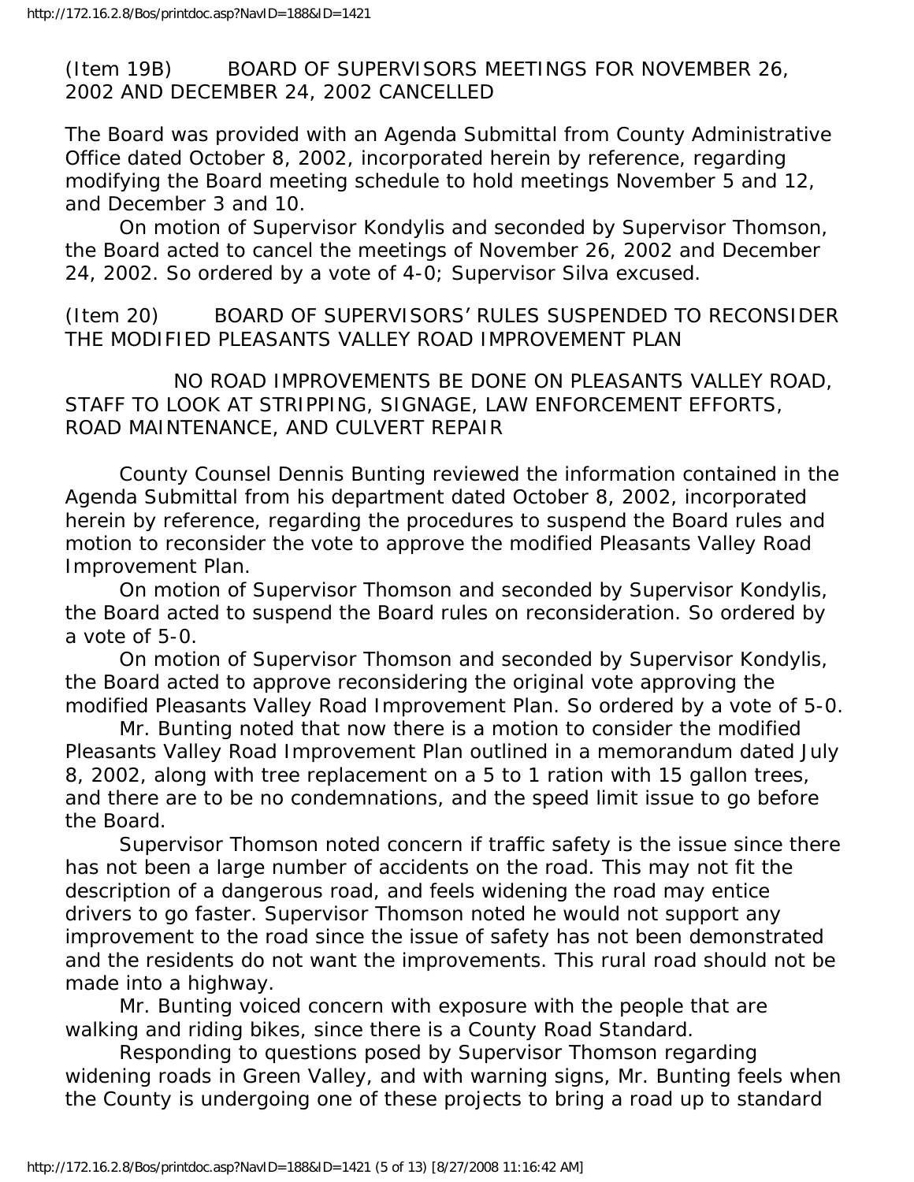(Item 19B) BOARD OF SUPERVISORS MEETINGS FOR NOVEMBER 26, 2002 AND DECEMBER 24, 2002 CANCELLED

The Board was provided with an Agenda Submittal from County Administrative Office dated October 8, 2002, incorporated herein by reference, regarding modifying the Board meeting schedule to hold meetings November 5 and 12, and December 3 and 10.

On motion of Supervisor Kondylis and seconded by Supervisor Thomson, the Board acted to cancel the meetings of November 26, 2002 and December 24, 2002. So ordered by a vote of 4-0; Supervisor Silva excused.

(Item 20) BOARD OF SUPERVISORS' RULES SUSPENDED TO RECONSIDER THE MODIFIED PLEASANTS VALLEY ROAD IMPROVEMENT PLAN

NO ROAD IMPROVEMENTS BE DONE ON PLEASANTS VALLEY ROAD, STAFF TO LOOK AT STRIPPING, SIGNAGE, LAW ENFORCEMENT EFFORTS, ROAD MAINTENANCE, AND CULVERT REPAIR

County Counsel Dennis Bunting reviewed the information contained in the Agenda Submittal from his department dated October 8, 2002, incorporated herein by reference, regarding the procedures to suspend the Board rules and motion to reconsider the vote to approve the modified Pleasants Valley Road Improvement Plan.

On motion of Supervisor Thomson and seconded by Supervisor Kondylis, the Board acted to suspend the Board rules on reconsideration. So ordered by a vote of 5-0.

On motion of Supervisor Thomson and seconded by Supervisor Kondylis, the Board acted to approve reconsidering the original vote approving the modified Pleasants Valley Road Improvement Plan. So ordered by a vote of 5-0.

Mr. Bunting noted that now there is a motion to consider the modified Pleasants Valley Road Improvement Plan outlined in a memorandum dated July 8, 2002, along with tree replacement on a 5 to 1 ration with 15 gallon trees, and there are to be no condemnations, and the speed limit issue to go before the Board.

Supervisor Thomson noted concern if traffic safety is the issue since there has not been a large number of accidents on the road. This may not fit the description of a dangerous road, and feels widening the road may entice drivers to go faster. Supervisor Thomson noted he would not support any improvement to the road since the issue of safety has not been demonstrated and the residents do not want the improvements. This rural road should not be made into a highway.

Mr. Bunting voiced concern with exposure with the people that are walking and riding bikes, since there is a County Road Standard.

Responding to questions posed by Supervisor Thomson regarding widening roads in Green Valley, and with warning signs, Mr. Bunting feels when the County is undergoing one of these projects to bring a road up to standard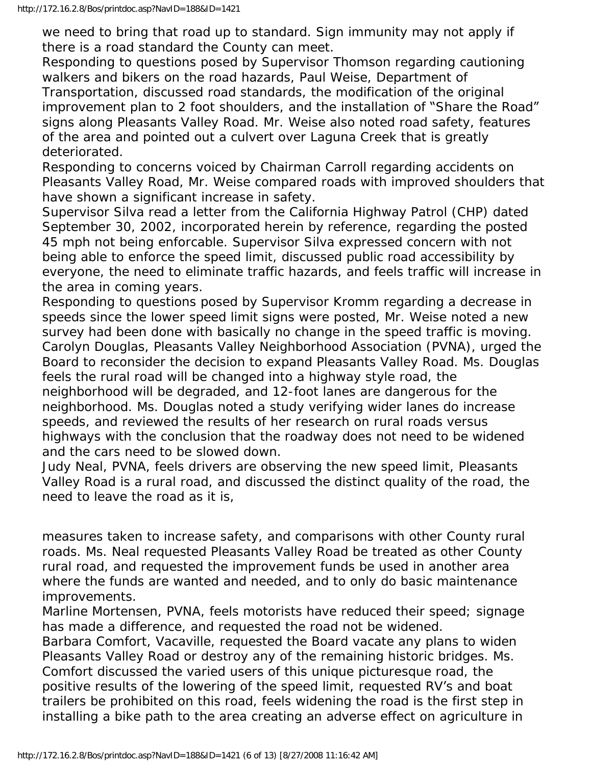we need to bring that road up to standard. Sign immunity may not apply if there is a road standard the County can meet.

Responding to questions posed by Supervisor Thomson regarding cautioning walkers and bikers on the road hazards, Paul Weise, Department of Transportation, discussed road standards, the modification of the original improvement plan to 2 foot shoulders, and the installation of "Share the Road" signs along Pleasants Valley Road. Mr. Weise also noted road safety, features of the area and pointed out a culvert over Laguna Creek that is greatly deteriorated.

Responding to concerns voiced by Chairman Carroll regarding accidents on Pleasants Valley Road, Mr. Weise compared roads with improved shoulders that have shown a significant increase in safety.

Supervisor Silva read a letter from the California Highway Patrol (CHP) dated September 30, 2002, incorporated herein by reference, regarding the posted 45 mph not being enforcable. Supervisor Silva expressed concern with not being able to enforce the speed limit, discussed public road accessibility by everyone, the need to eliminate traffic hazards, and feels traffic will increase in the area in coming years.

Responding to questions posed by Supervisor Kromm regarding a decrease in speeds since the lower speed limit signs were posted, Mr. Weise noted a new survey had been done with basically no change in the speed traffic is moving.

Carolyn Douglas, Pleasants Valley Neighborhood Association (PVNA), urged the Board to reconsider the decision to expand Pleasants Valley Road. Ms. Douglas feels the rural road will be changed into a highway style road, the neighborhood will be degraded, and 12-foot lanes are dangerous for the neighborhood. Ms. Douglas noted a study verifying wider lanes do increase speeds, and reviewed the results of her research on rural roads versus highways with the conclusion that the roadway does not need to be widened and the cars need to be slowed down.

Judy Neal, PVNA, feels drivers are observing the new speed limit, Pleasants Valley Road is a rural road, and discussed the distinct quality of the road, the need to leave the road as it is, measures taken to increase safety, and comparisons with other County rural roads. Ms. Neal requested Pleasants Valley Road be treated as other County rural road, and requested the improvement funds be used in another area where the funds are wanted and needed, and to only do basic maintenance improvements.

Marline Mortensen, PVNA, feels motorists have reduced their speed; signage has made a difference, and requested the road not be widened.

Barbara Comfort, Vacaville, requested the Board vacate any plans to widen Pleasants Valley Road or destroy any of the remaining historic bridges. Ms. Comfort discussed the varied users of this unique picturesque road, the positive results of the lowering of the speed limit, requested RV's and boat trailers be prohibited on this road, feels widening the road is the first step in installing a bike path to the area creating an adverse effect on agriculture in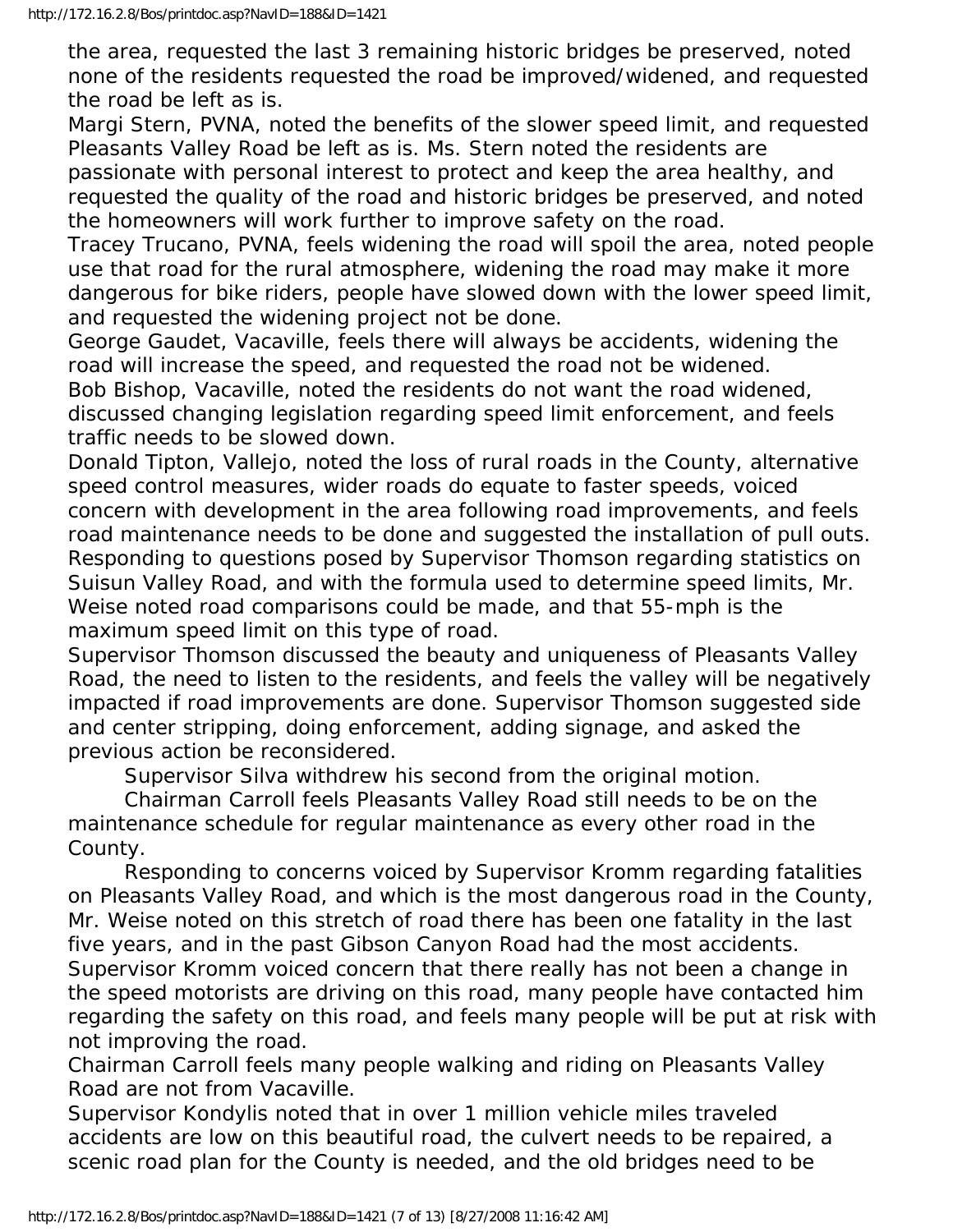the area, requested the last 3 remaining historic bridges be preserved, noted none of the residents requested the road be improved/widened, and requested the road be left as is.

Margi Stern, PVNA, noted the benefits of the slower speed limit, and requested Pleasants Valley Road be left as is. Ms. Stern noted the residents are passionate with personal interest to protect and keep the area healthy, and requested the quality of the road and historic bridges be preserved, and noted the homeowners will work further to improve safety on the road.

Tracey Trucano, PVNA, feels widening the road will spoil the area, noted people use that road for the rural atmosphere, widening the road may make it more dangerous for bike riders, people have slowed down with the lower speed limit, and requested the widening project not be done.

George Gaudet, Vacaville, feels there will always be accidents, widening the road will increase the speed, and requested the road not be widened.

Bob Bishop, Vacaville, noted the residents do not want the road widened, discussed changing legislation regarding speed limit enforcement, and feels traffic needs to be slowed down.

Donald Tipton, Vallejo, noted the loss of rural roads in the County, alternative speed control measures, wider roads do equate to faster speeds, voiced concern with development in the area following road improvements, and feels road maintenance needs to be done and suggested the installation of pull outs.

Responding to questions posed by Supervisor Thomson regarding statistics on Suisun Valley Road, and with the formula used to determine speed limits, Mr. Weise noted road comparisons could be made, and that 55-mph is the maximum speed limit on this type of road.

Supervisor Thomson discussed the beauty and uniqueness of Pleasants Valley Road, the need to listen to the residents, and feels the valley will be negatively impacted if road improvements are done. Supervisor Thomson suggested side and center stripping, doing enforcement, adding signage, and asked the previous action be reconsidered.

Supervisor Silva withdrew his second from the original motion.

Chairman Carroll feels Pleasants Valley Road still needs to be on the maintenance schedule for regular maintenance as every other road in the County.

Responding to concerns voiced by Supervisor Kromm regarding fatalities on Pleasants Valley Road, and which is the most dangerous road in the County, Mr. Weise noted on this stretch of road there has been one fatality in the last five years, and in the past Gibson Canyon Road had the most accidents.

Supervisor Kromm voiced concern that there really has not been a change in the speed motorists are driving on this road, many people have contacted him regarding the safety on this road, and feels many people will be put at risk with not improving the road.

Chairman Carroll feels many people walking and riding on Pleasants Valley Road are not from Vacaville.

Supervisor Kondylis noted that in over 1 million vehicle miles traveled accidents are low on this beautiful road, the culvert needs to be repaired, a scenic road plan for the County is needed, and the old bridges need to be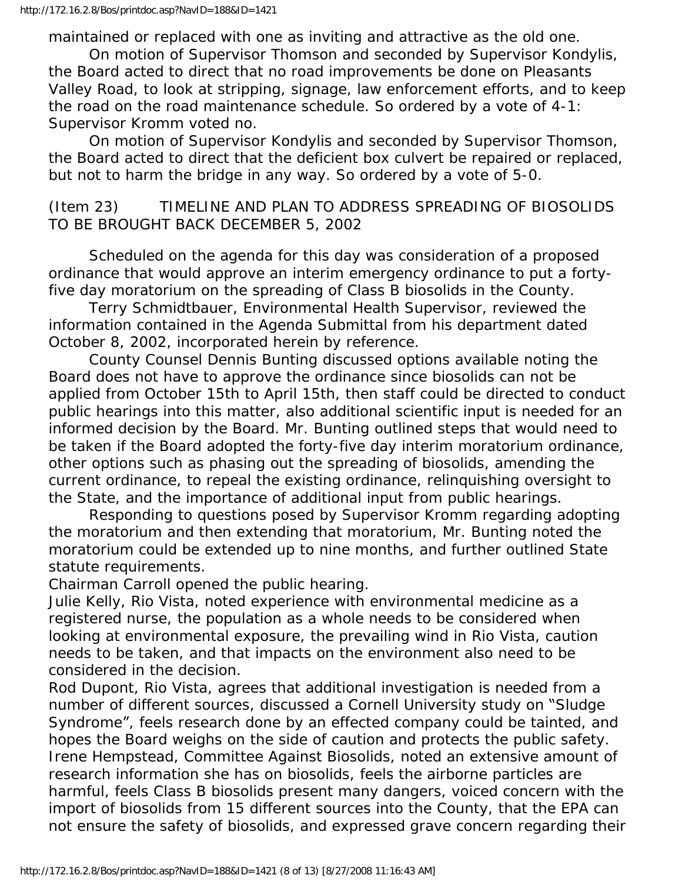maintained or replaced with one as inviting and attractive as the old one.

On motion of Supervisor Thomson and seconded by Supervisor Kondylis, the Board acted to direct that no road improvements be done on Pleasants Valley Road, to look at stripping, signage, law enforcement efforts, and to keep the road on the road maintenance schedule. So ordered by a vote of 4-1: Supervisor Kromm voted no.

On motion of Supervisor Kondylis and seconded by Supervisor Thomson, the Board acted to direct that the deficient box culvert be repaired or replaced, but not to harm the bridge in any way. So ordered by a vote of 5-0.

(Item 23) TIMELINE AND PLAN TO ADDRESS SPREADING OF BIOSOLIDS TO BE BROUGHT BACK DECEMBER 5, 2002

Scheduled on the agenda for this day was consideration of a proposed ordinance that would approve an interim emergency ordinance to put a forty-five day moratorium on the spreading of Class B biosolids in the County.

Terry Schmidtbauer, Environmental Health Supervisor, reviewed the information contained in the Agenda Submittal from his department dated October 8, 2002, incorporated herein by reference.

County Counsel Dennis Bunting discussed options available noting the Board does not have to approve the ordinance since biosolids can not be applied from October 15th to April 15th, then staff could be directed to conduct public hearings into this matter, also additional scientific input is needed for an informed decision by the Board. Mr. Bunting outlined steps that would need to be taken if the Board adopted the forty-five day interim moratorium ordinance, other options such as phasing out the spreading of biosolids, amending the current ordinance, to repeal the existing ordinance, relinquishing oversight to the State, and the importance of additional input from public hearings.

Responding to questions posed by Supervisor Kromm regarding adopting the moratorium and then extending that moratorium, Mr. Bunting noted the moratorium could be extended up to nine months, and further outlined State statute requirements.

Chairman Carroll opened the public hearing.

Julie Kelly, Rio Vista, noted experience with environmental medicine as a registered nurse, the population as a whole needs to be considered when looking at environmental exposure, the prevailing wind in Rio Vista, caution needs to be taken, and that impacts on the environment also need to be considered in the decision.

Rod Dupont, Rio Vista, agrees that additional investigation is needed from a number of different sources, discussed a Cornell University study on "Sludge Syndrome", feels research done by an effected company could be tainted, and hopes the Board weighs on the side of caution and protects the public safety.

Irene Hempstead, Committee Against Biosolids, noted an extensive amount of research information she has on biosolids, feels the airborne particles are harmful, feels Class B biosolids present many dangers, voiced concern with the import of biosolids from 15 different sources into the County, that the EPA can not ensure the safety of biosolids, and expressed grave concern regarding their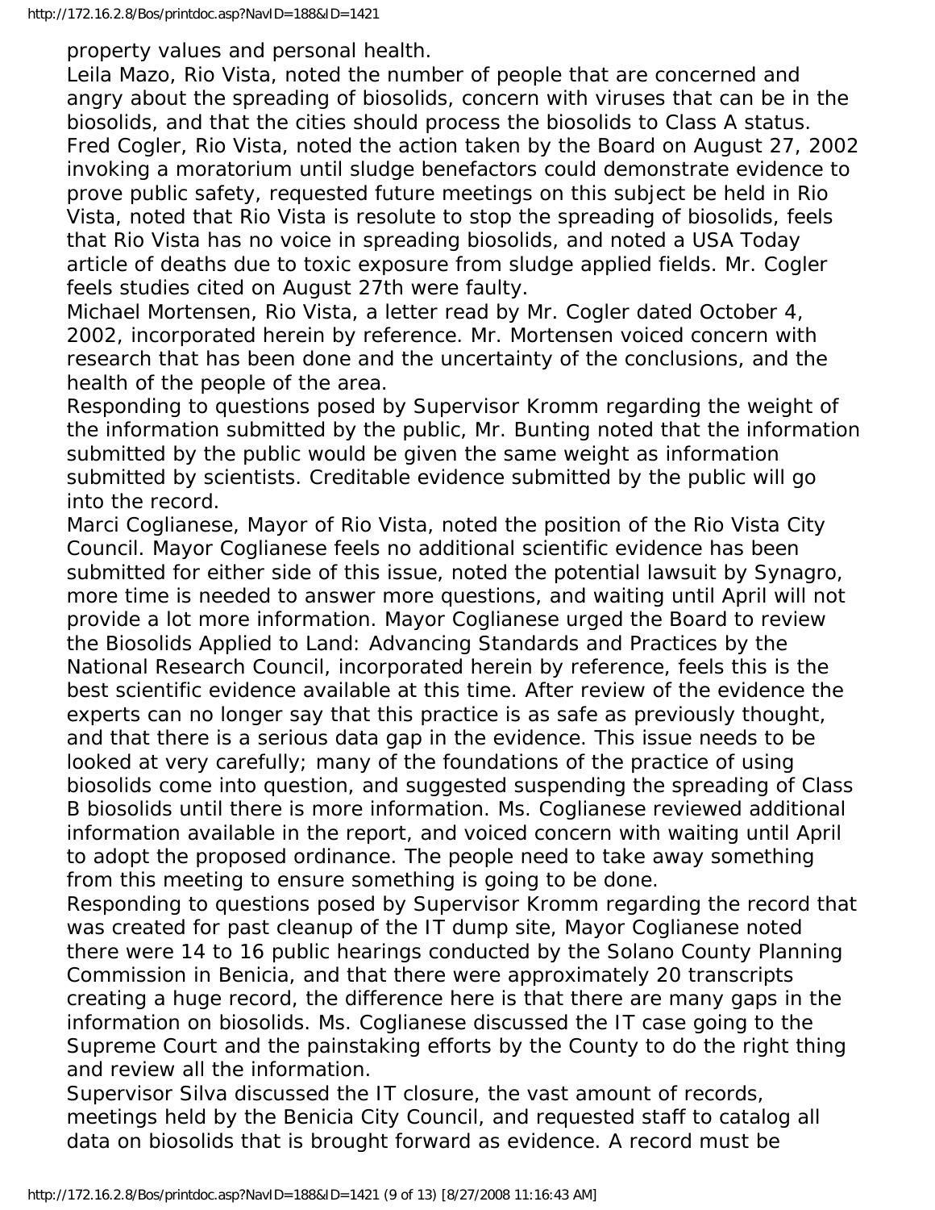property values and personal health.

Leila Mazo, Rio Vista, noted the number of people that are concerned and angry about the spreading of biosolids, concern with viruses that can be in the biosolids, and that the cities should process the biosolids to Class A status.

Fred Cogler, Rio Vista, noted the action taken by the Board on August 27, 2002 invoking a moratorium until sludge benefactors could demonstrate evidence to prove public safety, requested future meetings on this subject be held in Rio Vista, noted that Rio Vista is resolute to stop the spreading of biosolids, feels that Rio Vista has no voice in spreading biosolids, and noted a USA Today article of deaths due to toxic exposure from sludge applied fields. Mr. Cogler feels studies cited on August 27th were faulty.

Michael Mortensen, Rio Vista, a letter read by Mr. Cogler dated October 4, 2002, incorporated herein by reference. Mr. Mortensen voiced concern with research that has been done and the uncertainty of the conclusions, and the health of the people of the area.

Responding to questions posed by Supervisor Kromm regarding the weight of the information submitted by the public, Mr. Bunting noted that the information submitted by the public would be given the same weight as information submitted by scientists. Creditable evidence submitted by the public will go into the record.

Marci Coglianese, Mayor of Rio Vista, noted the position of the Rio Vista City Council. Mayor Coglianese feels no additional scientific evidence has been submitted for either side of this issue, noted the potential lawsuit by Synagro, more time is needed to answer more questions, and waiting until April will not provide a lot more information. Mayor Coglianese urged the Board to review the Biosolids Applied to Land: Advancing Standards and Practices by the National Research Council, incorporated herein by reference, feels this is the best scientific evidence available at this time. After review of the evidence the experts can no longer say that this practice is as safe as previously thought, and that there is a serious data gap in the evidence. This issue needs to be looked at very carefully; many of the foundations of the practice of using biosolids come into question, and suggested suspending the spreading of Class B biosolids until there is more information. Ms. Coglianese reviewed additional information available in the report, and voiced concern with waiting until April to adopt the proposed ordinance. The people need to take away something from this meeting to ensure something is going to be done.

Responding to questions posed by Supervisor Kromm regarding the record that was created for past cleanup of the IT dump site, Mayor Coglianese noted there were 14 to 16 public hearings conducted by the Solano County Planning Commission in Benicia, and that there were approximately 20 transcripts creating a huge record, the difference here is that there are many gaps in the information on biosolids. Ms. Coglianese discussed the IT case going to the Supreme Court and the painstaking efforts by the County to do the right thing and review all the information.

Supervisor Silva discussed the IT closure, the vast amount of records, meetings held by the Benicia City Council, and requested staff to catalog all data on biosolids that is brought forward as evidence. A record must be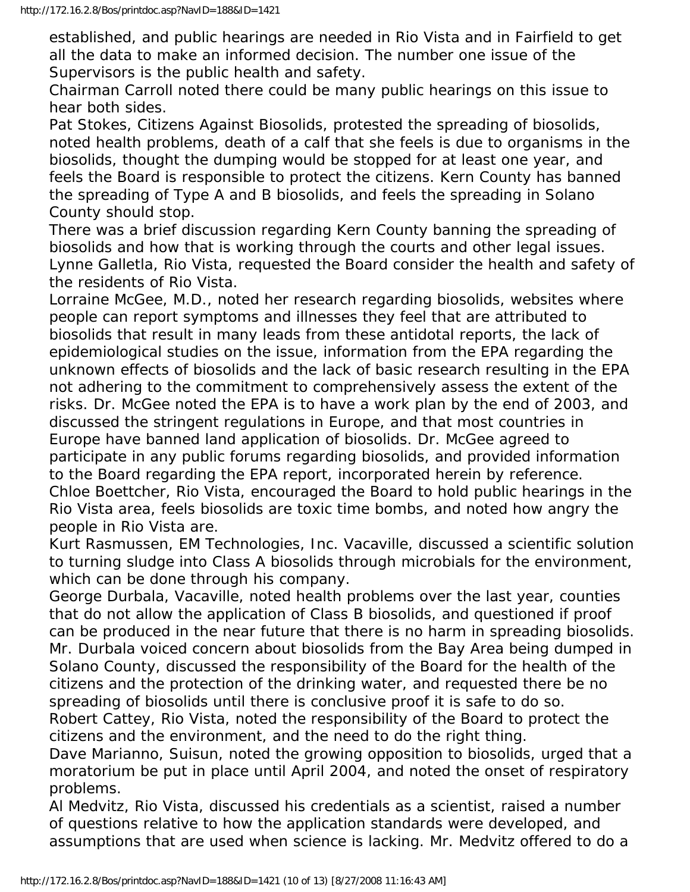established, and public hearings are needed in Rio Vista and in Fairfield to get all the data to make an informed decision. The number one issue of the Supervisors is the public health and safety.

Chairman Carroll noted there could be many public hearings on this issue to hear both sides.

Pat Stokes, Citizens Against Biosolids, protested the spreading of biosolids, noted health problems, death of a calf that she feels is due to organisms in the biosolids, thought the dumping would be stopped for at least one year, and feels the Board is responsible to protect the citizens. Kern County has banned the spreading of Type A and B biosolids, and feels the spreading in Solano County should stop.

There was a brief discussion regarding Kern County banning the spreading of biosolids and how that is working through the courts and other legal issues.

Lynne Galletla, Rio Vista, requested the Board consider the health and safety of the residents of Rio Vista.

Lorraine McGee, M.D., noted her research regarding biosolids, websites where people can report symptoms and illnesses they feel that are attributed to biosolids that result in many leads from these antidotal reports, the lack of epidemiological studies on the issue, information from the EPA regarding the unknown effects of biosolids and the lack of basic research resulting in the EPA not adhering to the commitment to comprehensively assess the extent of the risks. Dr. McGee noted the EPA is to have a work plan by the end of 2003, and discussed the stringent regulations in Europe, and that most countries in Europe have banned land application of biosolids. Dr. McGee agreed to participate in any public forums regarding biosolids, and provided information to the Board regarding the EPA report, incorporated herein by reference.

Chloe Boettcher, Rio Vista, encouraged the Board to hold public hearings in the Rio Vista area, feels biosolids are toxic time bombs, and noted how angry the people in Rio Vista are.

Kurt Rasmussen, EM Technologies, Inc. Vacaville, discussed a scientific solution to turning sludge into Class A biosolids through microbials for the environment, which can be done through his company.

George Durbala, Vacaville, noted health problems over the last year, counties that do not allow the application of Class B biosolids, and questioned if proof can be produced in the near future that there is no harm in spreading biosolids. Mr. Durbala voiced concern about biosolids from the Bay Area being dumped in Solano County, discussed the responsibility of the Board for the health of the citizens and the protection of the drinking water, and requested there be no spreading of biosolids until there is conclusive proof it is safe to do so.

Robert Cattey, Rio Vista, noted the responsibility of the Board to protect the citizens and the environment, and the need to do the right thing.

Dave Marianno, Suisun, noted the growing opposition to biosolids, urged that a moratorium be put in place until April 2004, and noted the onset of respiratory problems.

Al Medvitz, Rio Vista, discussed his credentials as a scientist, raised a number of questions relative to how the application standards were developed, and assumptions that are used when science is lacking. Mr. Medvitz offered to do a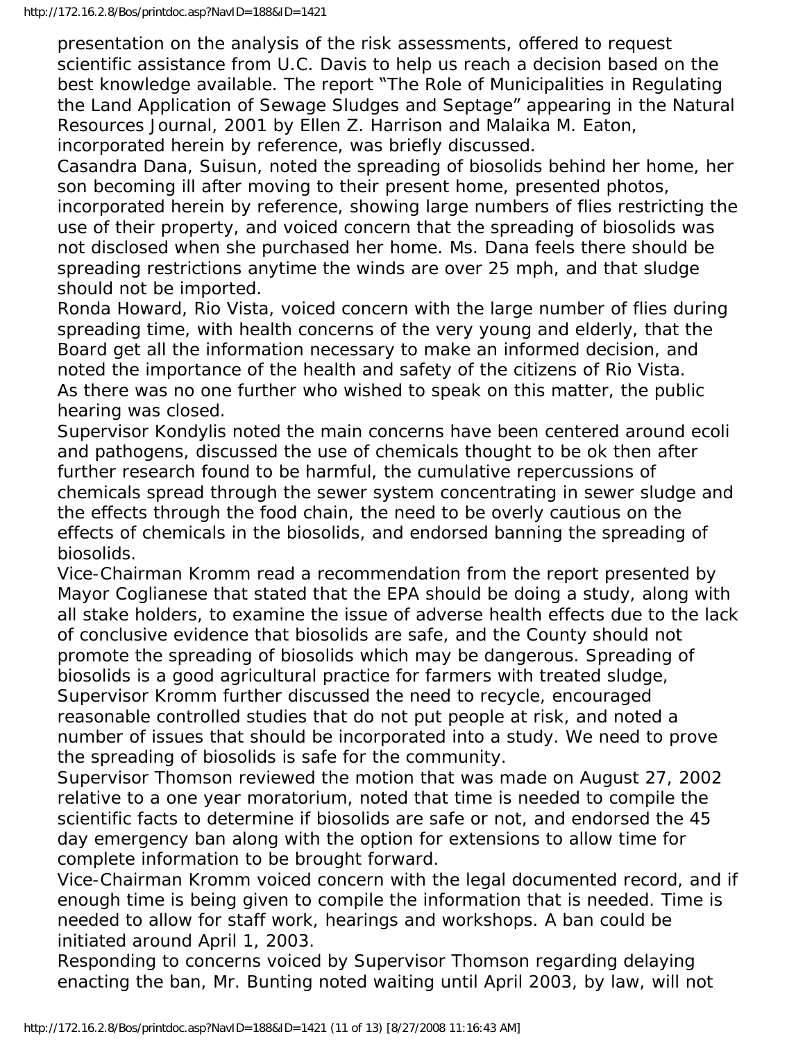presentation on the analysis of the risk assessments, offered to request scientific assistance from U.C. Davis to help us reach a decision based on the best knowledge available. The report "The Role of Municipalities in Regulating the Land Application of Sewage Sludges and Septage" appearing in the Natural Resources Journal, 2001 by Ellen Z. Harrison and Malaika M. Eaton, incorporated herein by reference, was briefly discussed.

Casandra Dana, Suisun, noted the spreading of biosolids behind her home, her son becoming ill after moving to their present home, presented photos, incorporated herein by reference, showing large numbers of flies restricting the use of their property, and voiced concern that the spreading of biosolids was not disclosed when she purchased her home. Ms. Dana feels there should be spreading restrictions anytime the winds are over 25 mph, and that sludge should not be imported.

Ronda Howard, Rio Vista, voiced concern with the large number of flies during spreading time, with health concerns of the very young and elderly, that the Board get all the information necessary to make an informed decision, and noted the importance of the health and safety of the citizens of Rio Vista.

As there was no one further who wished to speak on this matter, the public hearing was closed.

Supervisor Kondylis noted the main concerns have been centered around ecoli and pathogens, discussed the use of chemicals thought to be ok then after further research found to be harmful, the cumulative repercussions of chemicals spread through the sewer system concentrating in sewer sludge and the effects through the food chain, the need to be overly cautious on the effects of chemicals in the biosolids, and endorsed banning the spreading of biosolids.

Vice-Chairman Kromm read a recommendation from the report presented by Mayor Coglianese that stated that the EPA should be doing a study, along with all stake holders, to examine the issue of adverse health effects due to the lack of conclusive evidence that biosolids are safe, and the County should not promote the spreading of biosolids which may be dangerous. Spreading of biosolids is a good agricultural practice for farmers with treated sludge, Supervisor Kromm further discussed the need to recycle, encouraged reasonable controlled studies that do not put people at risk, and noted a number of issues that should be incorporated into a study. We need to prove the spreading of biosolids is safe for the community.

Supervisor Thomson reviewed the motion that was made on August 27, 2002 relative to a one year moratorium, noted that time is needed to compile the scientific facts to determine if biosolids are safe or not, and endorsed the 45 day emergency ban along with the option for extensions to allow time for complete information to be brought forward.

Vice-Chairman Kromm voiced concern with the legal documented record, and if enough time is being given to compile the information that is needed. Time is needed to allow for staff work, hearings and workshops. A ban could be initiated around April 1, 2003.

Responding to concerns voiced by Supervisor Thomson regarding delaying enacting the ban, Mr. Bunting noted waiting until April 2003, by law, will not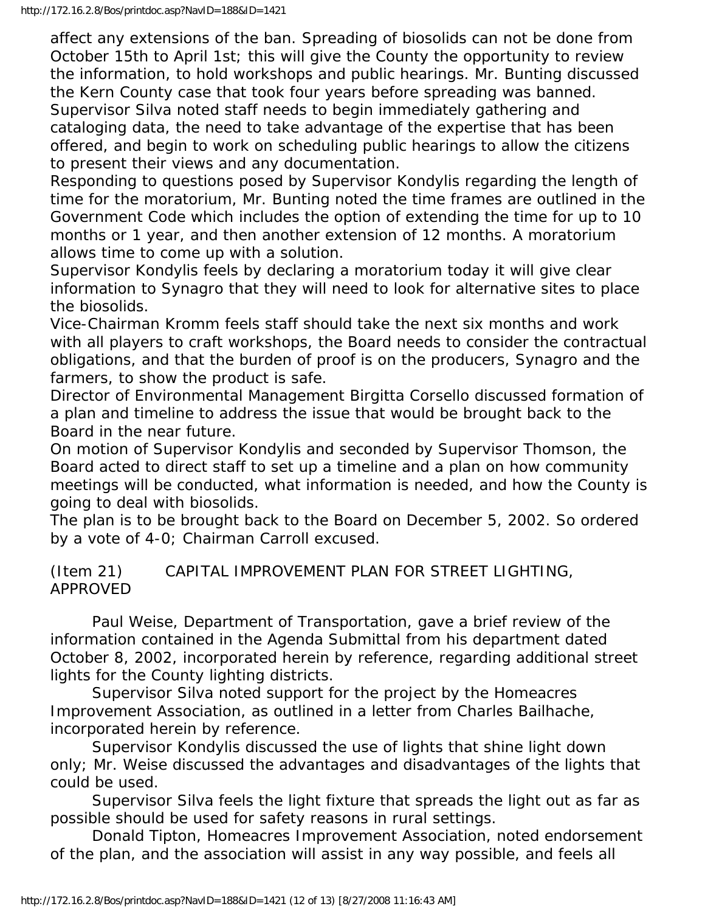affect any extensions of the ban. Spreading of biosolids can not be done from October 15th to April 1st; this will give the County the opportunity to review the information, to hold workshops and public hearings. Mr. Bunting discussed the Kern County case that took four years before spreading was banned.
Supervisor Silva noted staff needs to begin immediately gathering and cataloging data, the need to take advantage of the expertise that has been offered, and begin to work on scheduling public hearings to allow the citizens to present their views and any documentation.
Responding to questions posed by Supervisor Kondylis regarding the length of time for the moratorium, Mr. Bunting noted the time frames are outlined in the Government Code which includes the option of extending the time for up to 10 months or 1 year, and then another extension of 12 months. A moratorium allows time to come up with a solution.
Supervisor Kondylis feels by declaring a moratorium today it will give clear information to Synagro that they will need to look for alternative sites to place the biosolids.
Vice-Chairman Kromm feels staff should take the next six months and work with all players to craft workshops, the Board needs to consider the contractual obligations, and that the burden of proof is on the producers, Synagro and the farmers, to show the product is safe.
Director of Environmental Management Birgitta Corsello discussed formation of a plan and timeline to address the issue that would be brought back to the Board in the near future.
On motion of Supervisor Kondylis and seconded by Supervisor Thomson, the Board acted to direct staff to set up a timeline and a plan on how community meetings will be conducted, what information is needed, and how the County is going to deal with biosolids.
The plan is to be brought back to the Board on December 5, 2002. So ordered by a vote of 4-0; Chairman Carroll excused.

(Item 21) CAPITAL IMPROVEMENT PLAN FOR STREET LIGHTING, APPROVED

Paul Weise, Department of Transportation, gave a brief review of the information contained in the Agenda Submittal from his department dated October 8, 2002, incorporated herein by reference, regarding additional street lights for the County lighting districts.

Supervisor Silva noted support for the project by the Homeacres Improvement Association, as outlined in a letter from Charles Bailhache, incorporated herein by reference.

Supervisor Kondylis discussed the use of lights that shine light down only; Mr. Weise discussed the advantages and disadvantages of the lights that could be used.

Supervisor Silva feels the light fixture that spreads the light out as far as possible should be used for safety reasons in rural settings.

Donald Tipton, Homeacres Improvement Association, noted endorsement of the plan, and the association will assist in any way possible, and feels all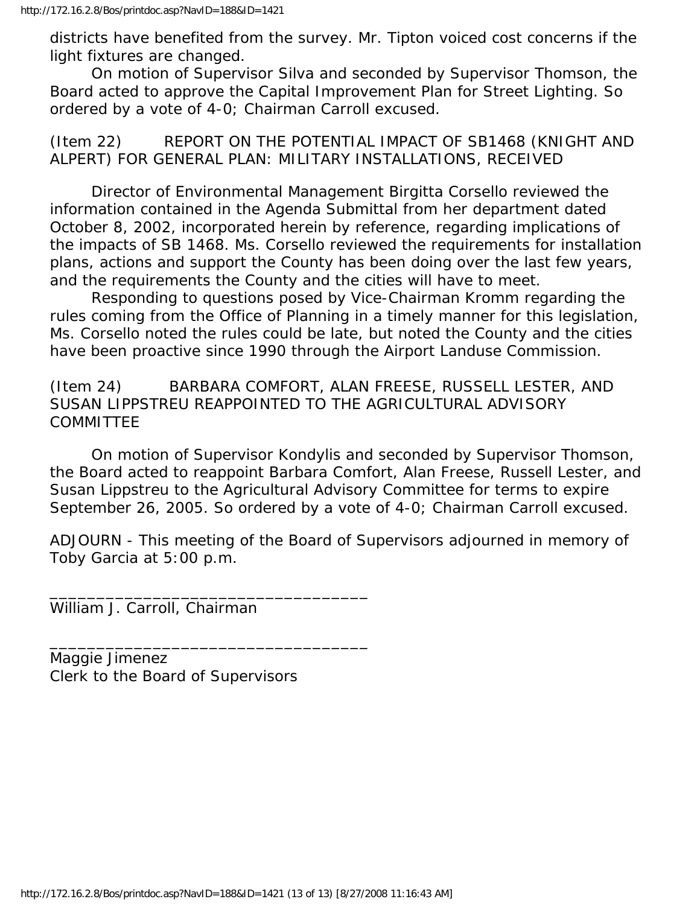districts have benefited from the survey. Mr. Tipton voiced cost concerns if the light fixtures are changed.

On motion of Supervisor Silva and seconded by Supervisor Thomson, the Board acted to approve the Capital Improvement Plan for Street Lighting. So ordered by a vote of 4-0; Chairman Carroll excused.

(Item 22) REPORT ON THE POTENTIAL IMPACT OF SB1468 (KNIGHT AND ALPERT) FOR GENERAL PLAN: MILITARY INSTALLATIONS, RECEIVED

Director of Environmental Management Birgitta Corsello reviewed the information contained in the Agenda Submittal from her department dated October 8, 2002, incorporated herein by reference, regarding implications of the impacts of SB 1468. Ms. Corsello reviewed the requirements for installation plans, actions and support the County has been doing over the last few years, and the requirements the County and the cities will have to meet.

Responding to questions posed by Vice-Chairman Kromm regarding the rules coming from the Office of Planning in a timely manner for this legislation, Ms. Corsello noted the rules could be late, but noted the County and the cities have been proactive since 1990 through the Airport Landuse Commission.

(Item 24) BARBARA COMFORT, ALAN FREESE, RUSSELL LESTER, AND SUSAN LIPPSTREU REAPPOINTED TO THE AGRICULTURAL ADVISORY COMMITTEE

On motion of Supervisor Kondylis and seconded by Supervisor Thomson, the Board acted to reappoint Barbara Comfort, Alan Freese, Russell Lester, and Susan Lippstreu to the Agricultural Advisory Committee for terms to expire September 26, 2005. So ordered by a vote of 4-0; Chairman Carroll excused.

ADJOURN - This meeting of the Board of Supervisors adjourned in memory of Toby Garcia at 5:00 p.m.

__________________________________
William J. Carroll, Chairman

__________________________________
Maggie Jimenez
Clerk to the Board of Supervisors